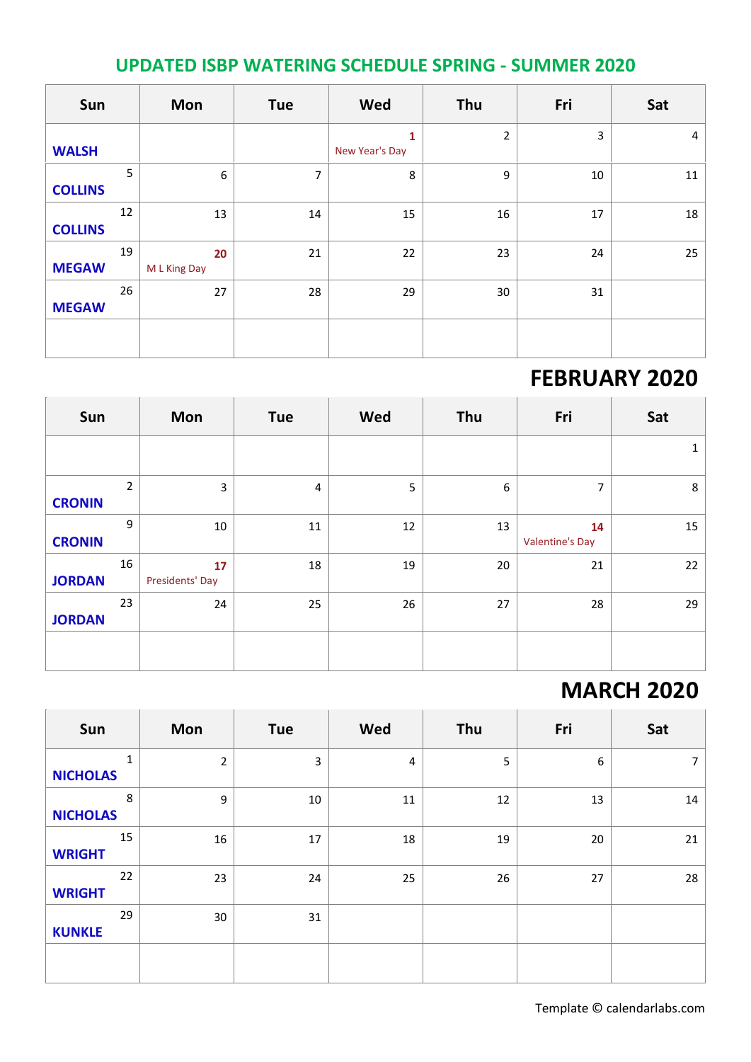## UPDATED ISBP WATERING SCHEDULE SPRING - SUMMER 2020

| Sun | Mon | Tue | Wed | Thu | Fri | Sat |
|---|---|---|---|---|---|---|
| **WALSH** | | | **1** New Year's Day | 2 | 3 | 4 |
| 5 **COLLINS** | 6 | 7 | 8 | 9 | 10 | 11 |
| 12 **COLLINS** | 13 | 14 | 15 | 16 | 17 | 18 |
| 19 **MEGAW** | **20** M L King Day | 21 | 22 | 23 | 24 | 25 |
| 26 **MEGAW** | 27 | 28 | 29 | 30 | 31 | |
| | | | | | | |

## FEBRUARY 2020

| Sun | Mon | Tue | Wed | Thu | Fri | Sat |
|---|---|---|---|---|---|---|
| | | | | | | 1 |
| 2 **CRONIN** | 3 | 4 | 5 | 6 | 7 | 8 |
| 9 **CRONIN** | 10 | 11 | 12 | 13 | **14** Valentine's Day | 15 |
| 16 **JORDAN** | **17** Presidents' Day | 18 | 19 | 20 | 21 | 22 |
| 23 **JORDAN** | 24 | 25 | 26 | 27 | 28 | 29 |
| | | | | | | |

## MARCH 2020

| Sun | Mon | Tue | Wed | Thu | Fri | Sat |
|---|---|---|---|---|---|---|
| 1 **NICHOLAS** | 2 | 3 | 4 | 5 | 6 | 7 |
| 8 **NICHOLAS** | 9 | 10 | 11 | 12 | 13 | 14 |
| 15 **WRIGHT** | 16 | 17 | 18 | 19 | 20 | 21 |
| 22 **WRIGHT** | 23 | 24 | 25 | 26 | 27 | 28 |
| 29 **KUNKLE** | 30 | 31 | | | | |
| | | | | | | |

Template © calendarlabs.com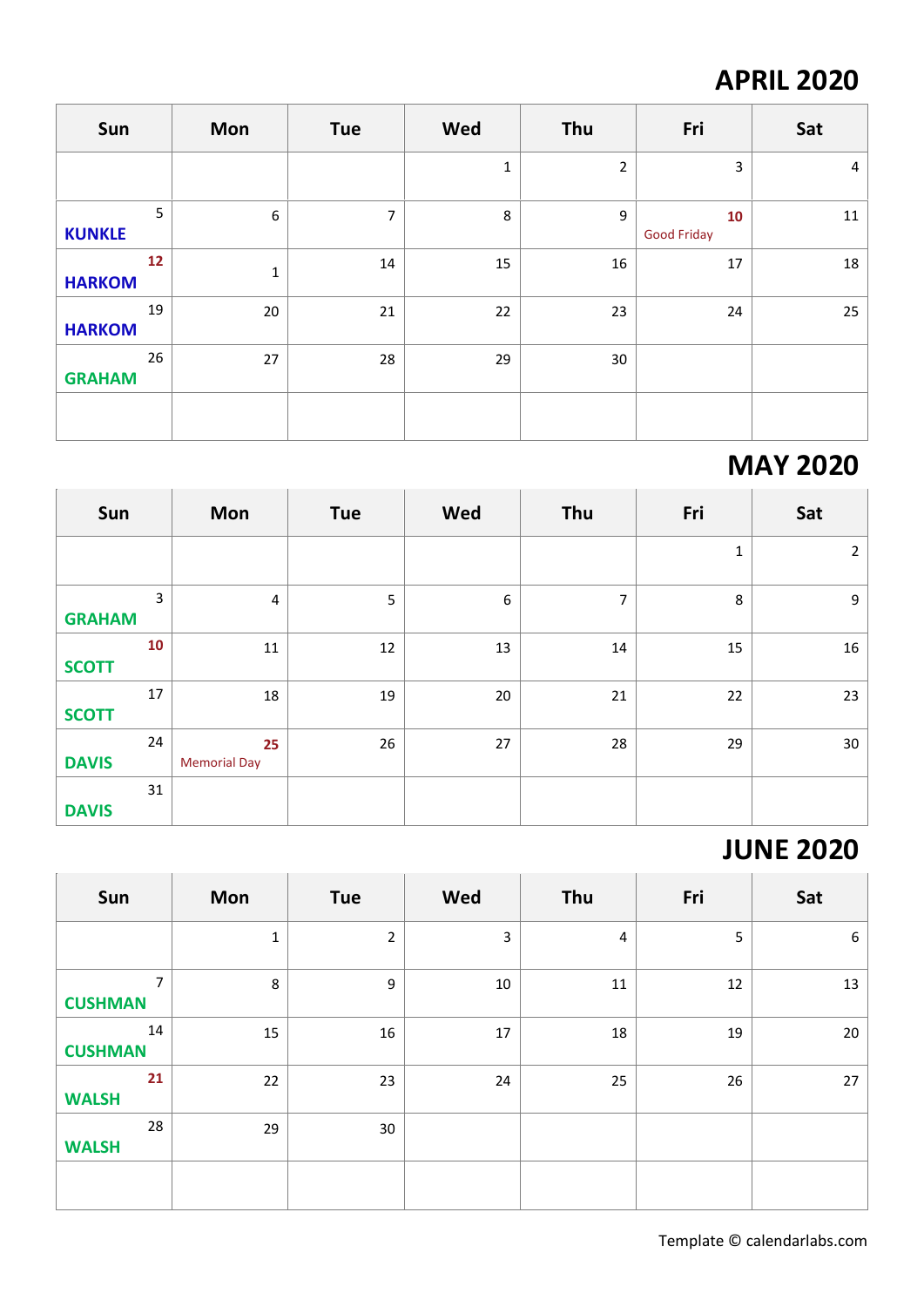# APRIL 2020

| Sun | Mon | Tue | Wed | Thu | Fri | Sat |
|---|---|---|---|---|---|---|
| | | | 1 | 2 | 3 | 4 |
| 5 **KUNKLE** | 6 | 7 | 8 | 9 | **10** Good Friday | 11 |
| **12** **HARKOM** | 1 | 14 | 15 | 16 | 17 | 18 |
| 19 **HARKOM** | 20 | 21 | 22 | 23 | 24 | 25 |
| 26 **GRAHAM** | 27 | 28 | 29 | 30 | | |
| | | | | | | |

# MAY 2020

| Sun | Mon | Tue | Wed | Thu | Fri | Sat |
|---|---|---|---|---|---|---|
| | | | | | 1 | 2 |
| 3 **GRAHAM** | 4 | 5 | 6 | 7 | 8 | 9 |
| **10** **SCOTT** | 11 | 12 | 13 | 14 | 15 | 16 |
| 17 **SCOTT** | 18 | 19 | 20 | 21 | 22 | 23 |
| 24 **DAVIS** | **25** Memorial Day | 26 | 27 | 28 | 29 | 30 |
| 31 **DAVIS** | | | | | | |

# JUNE 2020

| Sun | Mon | Tue | Wed | Thu | Fri | Sat |
|---|---|---|---|---|---|---|
| | 1 | 2 | 3 | 4 | 5 | 6 |
| 7 **CUSHMAN** | 8 | 9 | 10 | 11 | 12 | 13 |
| 14 **CUSHMAN** | 15 | 16 | 17 | 18 | 19 | 20 |
| **21** **WALSH** | 22 | 23 | 24 | 25 | 26 | 27 |
| 28 **WALSH** | 29 | 30 | | | | |
| | | | | | | |

Template © calendarlabs.com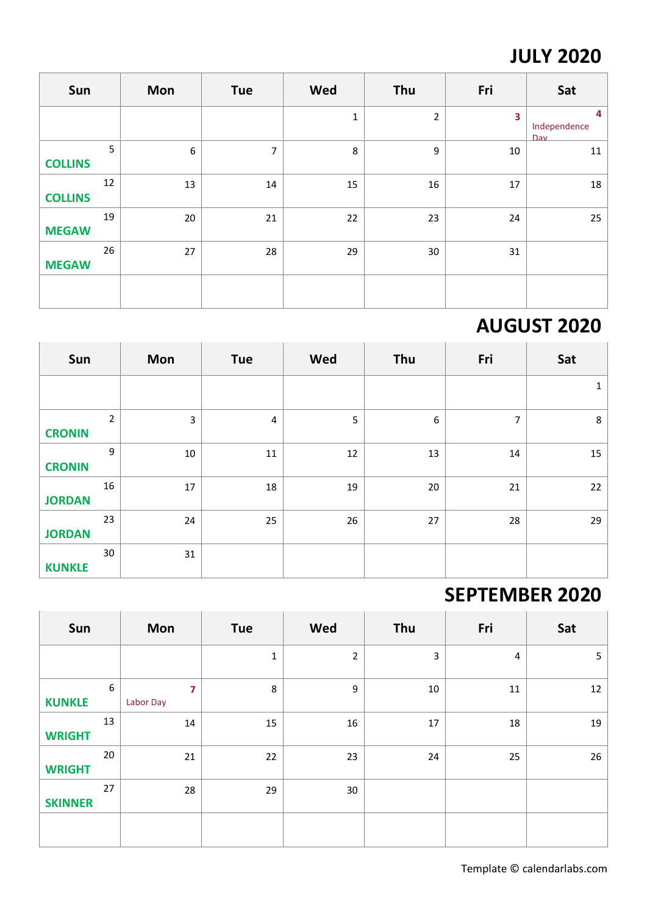# JULY 2020

| Sun | Mon | Tue | Wed | Thu | Fri | Sat |
|---|---|---|---|---|---|---|
| | | | 1 | 2 | 3 | 4 Independence Day |
| 5 COLLINS | 6 | 7 | 8 | 9 | 10 | 11 |
| 12 COLLINS | 13 | 14 | 15 | 16 | 17 | 18 |
| 19 MEGAW | 20 | 21 | 22 | 23 | 24 | 25 |
| 26 MEGAW | 27 | 28 | 29 | 30 | 31 | |
| | | | | | | |

# AUGUST 2020

| Sun | Mon | Tue | Wed | Thu | Fri | Sat |
|---|---|---|---|---|---|---|
| | | | | | | 1 |
| 2 CRONIN | 3 | 4 | 5 | 6 | 7 | 8 |
| 9 CRONIN | 10 | 11 | 12 | 13 | 14 | 15 |
| 16 JORDAN | 17 | 18 | 19 | 20 | 21 | 22 |
| 23 JORDAN | 24 | 25 | 26 | 27 | 28 | 29 |
| 30 KUNKLE | 31 | | | | | |

# SEPTEMBER 2020

| Sun | Mon | Tue | Wed | Thu | Fri | Sat |
|---|---|---|---|---|---|---|
| | | 1 | 2 | 3 | 4 | 5 |
| 6 KUNKLE | 7 Labor Day | 8 | 9 | 10 | 11 | 12 |
| 13 WRIGHT | 14 | 15 | 16 | 17 | 18 | 19 |
| 20 WRIGHT | 21 | 22 | 23 | 24 | 25 | 26 |
| 27 SKINNER | 28 | 29 | 30 | | | |
| | | | | | | |

Template © calendarlabs.com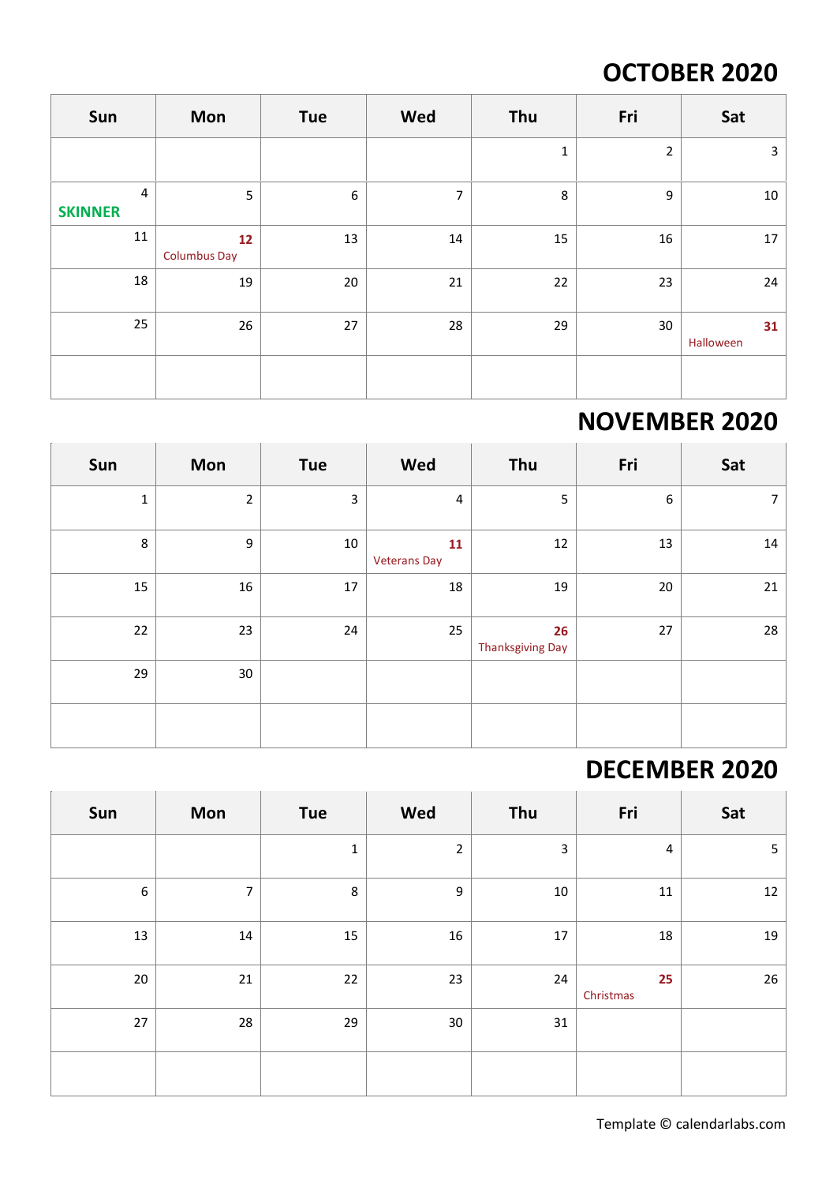# OCTOBER 2020

| Sun | Mon | Tue | Wed | Thu | Fri | Sat |
|---|---|---|---|---|---|---|
| | | | | 1 | 2 | 3 |
| 4 SKINNER | 5 | 6 | 7 | 8 | 9 | 10 |
| 11 | **12** Columbus Day | 13 | 14 | 15 | 16 | 17 |
| 18 | 19 | 20 | 21 | 22 | 23 | 24 |
| 25 | 26 | 27 | 28 | 29 | 30 | **31** Halloween |
| | | | | | | |

# NOVEMBER 2020

| Sun | Mon | Tue | Wed | Thu | Fri | Sat |
|---|---|---|---|---|---|---|
| 1 | 2 | 3 | 4 | 5 | 6 | 7 |
| 8 | 9 | 10 | **11** Veterans Day | 12 | 13 | 14 |
| 15 | 16 | 17 | 18 | 19 | 20 | 21 |
| 22 | 23 | 24 | 25 | **26** Thanksgiving Day | 27 | 28 |
| 29 | 30 | | | | | |
| | | | | | | |

# DECEMBER 2020

| Sun | Mon | Tue | Wed | Thu | Fri | Sat |
|---|---|---|---|---|---|---|
| | | 1 | 2 | 3 | 4 | 5 |
| 6 | 7 | 8 | 9 | 10 | 11 | 12 |
| 13 | 14 | 15 | 16 | 17 | 18 | 19 |
| 20 | 21 | 22 | 23 | 24 | **25** Christmas | 26 |
| 27 | 28 | 29 | 30 | 31 | | |
| | | | | | | |

Template © calendarlabs.com